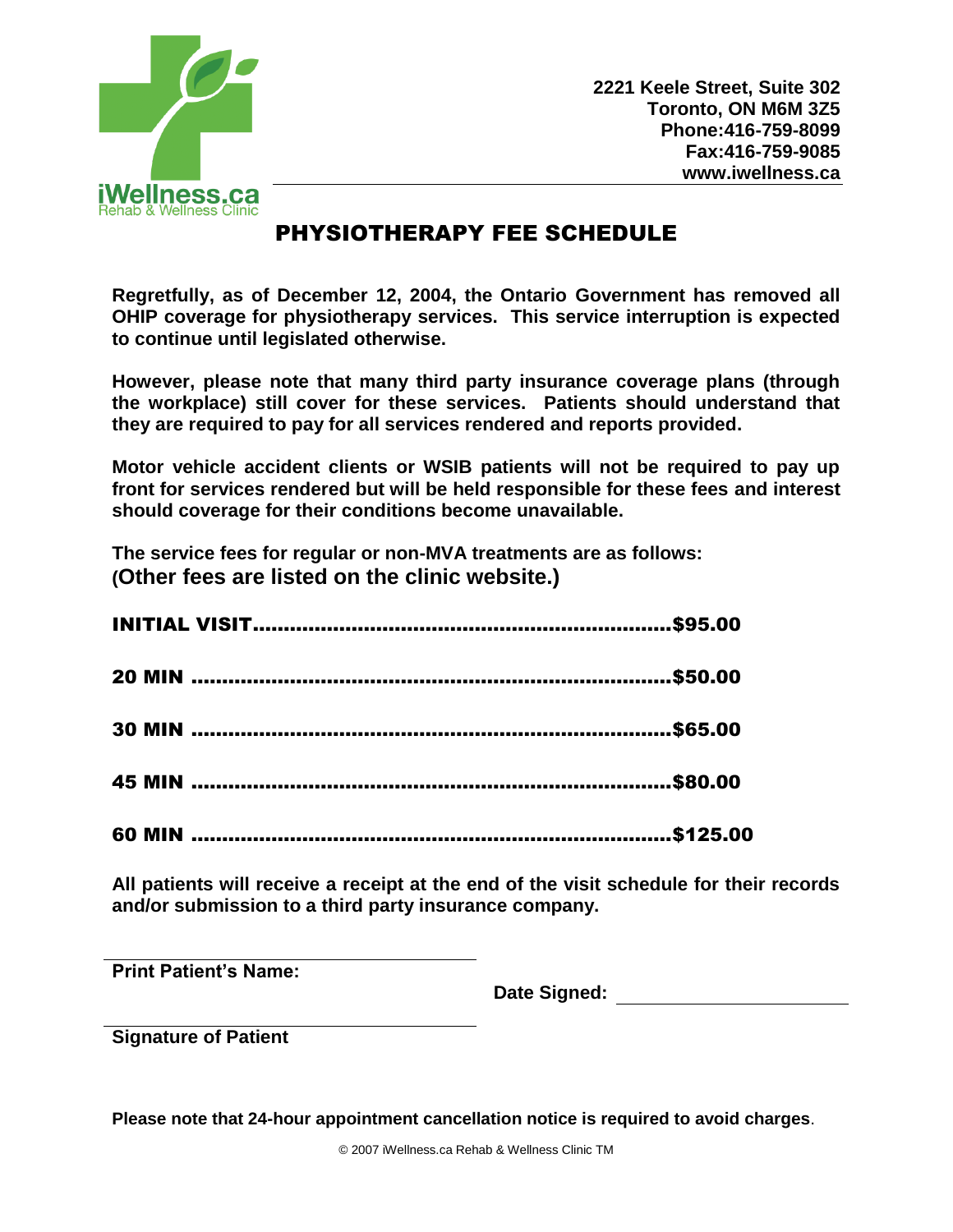iWellness.ca
Rehab & Wellness Clinic

**2221 Keele Street, Suite 302**
**Toronto, ON M6M 3Z5**
**Phone:416-759-8099**
**Fax:416-759-9085**
**www.iwellness.ca**

# PHYSIOTHERAPY FEE SCHEDULE

**Regretfully, as of December 12, 2004, the Ontario Government has removed all OHIP coverage for physiotherapy services. This service interruption is expected to continue until legislated otherwise.**

**However, please note that many third party insurance coverage plans (through the workplace) still cover for these services. Patients should understand that they are required to pay for all services rendered and reports provided.**

**Motor vehicle accident clients or WSIB patients will not be required to pay up front for services rendered but will be held responsible for these fees and interest should coverage for their conditions become unavailable.**

**The service fees for regular or non-MVA treatments are as follows:**
**(Other fees are listed on the clinic website.)**

**INITIAL VISIT..................................................................$95.00**

**20 MIN ............................................................................$50.00**

**30 MIN ............................................................................$65.00**

**45 MIN ............................................................................$80.00**

**60 MIN ............................................................................$125.00**

**All patients will receive a receipt at the end of the visit schedule for their records and/or submission to a third party insurance company.**

**Print Patient's Name:** ______________________

**Date Signed:** ______________________

______________________
**Signature of Patient**

**Please note that 24-hour appointment cancellation notice is required to avoid charges**.

© 2007 iWellness.ca Rehab & Wellness Clinic TM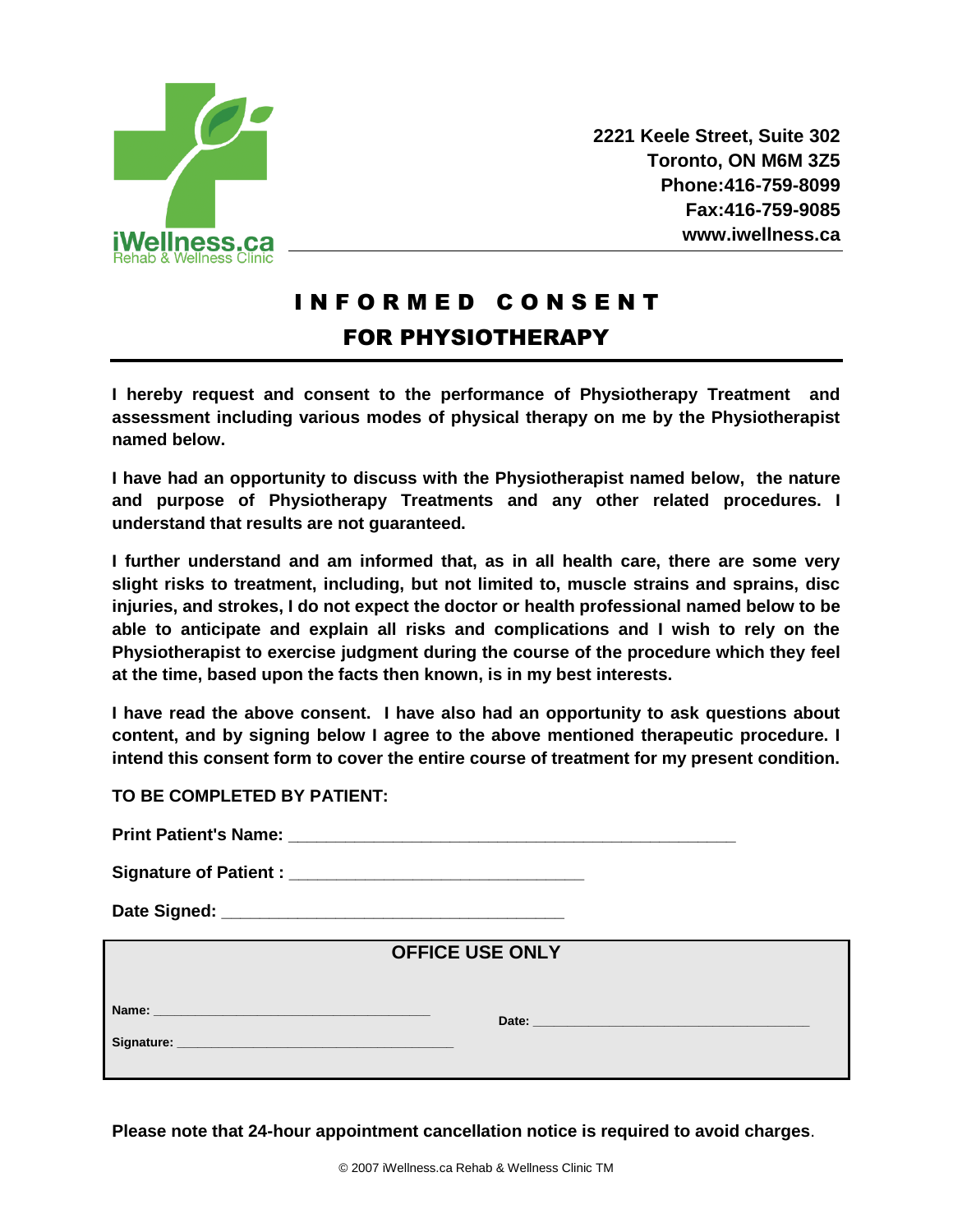iWellness.ca
Rehab & Wellness Clinic

**2221 Keele Street, Suite 302**
**Toronto, ON M6M 3Z5**
**Phone:416-759-8099**
**Fax:416-759-9085**
**www.iwellness.ca**

# INFORMED CONSENT
## FOR PHYSIOTHERAPY

**I hereby request and consent to the performance of Physiotherapy Treatment and assessment including various modes of physical therapy on me by the Physiotherapist named below.**

**I have had an opportunity to discuss with the Physiotherapist named below, the nature and purpose of Physiotherapy Treatments and any other related procedures. I understand that results are not guaranteed.**

**I further understand and am informed that, as in all health care, there are some very slight risks to treatment, including, but not limited to, muscle strains and sprains, disc injuries, and strokes, I do not expect the doctor or health professional named below to be able to anticipate and explain all risks and complications and I wish to rely on the Physiotherapist to exercise judgment during the course of the procedure which they feel at the time, based upon the facts then known, is in my best interests.**

**I have read the above consent. I have also had an opportunity to ask questions about content, and by signing below I agree to the above mentioned therapeutic procedure. I intend this consent form to cover the entire course of treatment for my present condition.**

**TO BE COMPLETED BY PATIENT:**

**Print Patient's Name:** _______________________________________________

**Signature of Patient :** ______________________________

**Date Signed:** ____________________________________

**OFFICE USE ONLY**

**Name:** ____________________________________ **Date:** ____________________________________

**Signature:** ____________________________________

**Please note that 24-hour appointment cancellation notice is required to avoid charges**.

© 2007 iWellness.ca Rehab & Wellness Clinic TM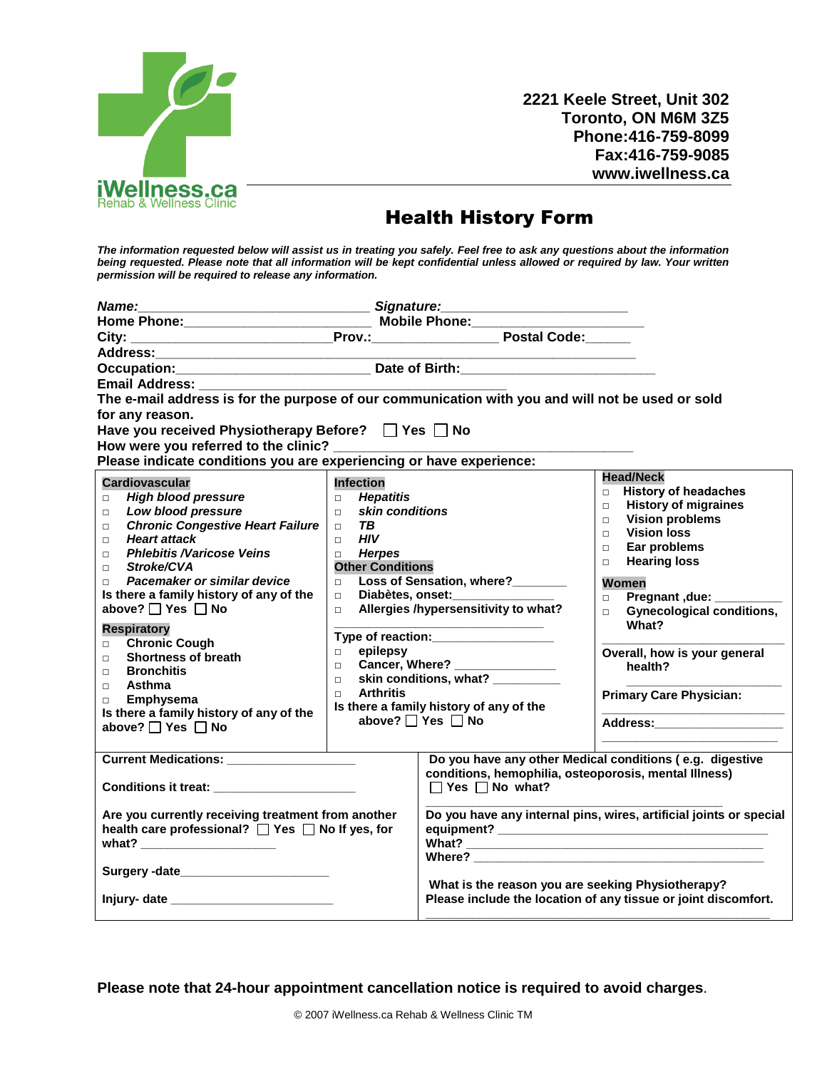iWellness.ca
Rehab & Wellness Clinic

**2221 Keele Street, Unit 302**
**Toronto, ON M6M 3Z5**
**Phone:416-759-8099**
**Fax:416-759-9085**
**www.iwellness.ca**

# Health History Form

***The information requested below will assist us in treating you safely. Feel free to ask any questions about the information being requested. Please note that all information will be kept confidential unless allowed or required by law. Your written permission will be required to release any information.***

***Name:***_______________________________ ***Signature:***_________________________
**Home Phone:**________________________ **Mobile Phone:**______________________
**City:** _________________________**Prov.:**________________ **Postal Code:**______
**Address:**_________________________________________________________________
**Occupation:**_________________________ **Date of Birth:**_________________________
**Email Address:** ________________________________________
**The e-mail address is for the purpose of our communication with you and will not be used or sold for any reason.**
**Have you received Physiotherapy Before?** ☐ **Yes** ☐ **No**
**How were you referred to the clinic?** ________________________________________
**Please indicate conditions you are experiencing or have experience:**

**Cardiovascular**
- ☐ ***High blood pressure***
- ☐ ***Low blood pressure***
- ☐ ***Chronic Congestive Heart Failure***
- ☐ ***Heart attack***
- ☐ ***Phlebitis /Varicose Veins***
- ☐ ***Stroke/CVA***
- ☐ ***Pacemaker or similar device***

**Is there a family history of any of the above?** ☐ **Yes** ☐ **No**

**Respiratory**
- ☐ **Chronic Cough**
- ☐ **Shortness of breath**
- ☐ **Bronchitis**
- ☐ **Asthma**
- ☐ **Emphysema**

**Is there a family history of any of the above?** ☐ **Yes** ☐ **No**

**Infection**
- ☐ ***Hepatitis***
- ☐ ***skin conditions***
- ☐ ***TB***
- ☐ ***HIV***
- ☐ ***Herpes***

**Other Conditions**
- ☐ **Loss of Sensation, where?**________
- ☐ **Diabètes, onset:**_______________
- ☐ **Allergies /hypersensitivity to what?** ______________________________

**Type of reaction:**_________________
- ☐ **epilepsy**
- ☐ **Cancer, Where?** ______________
- ☐ **skin conditions, what?** _________
- ☐ **Arthritis**

**Is there a family history of any of the above?** ☐ **Yes** ☐ **No**

**Head/Neck**
- ☐ **History of headaches**
- ☐ **History of migraines**
- ☐ **Vision problems**
- ☐ **Vision loss**
- ☐ **Ear problems**
- ☐ **Hearing loss**

**Women**
- ☐ **Pregnant ,due:** _________
- ☐ **Gynecological conditions, What?** ______________________

**Overall, how is your general health?** ______________________

**Primary Care Physician:** ______________________

**Address:**__________________ ______________________

**Current Medications:** __________________

**Conditions it treat:** ____________________

**Are you currently receiving treatment from another health care professional?** ☐ **Yes** ☐ **No If yes, for what?** ___________________

**Surgery -date**______________________

**Injury- date** _______________________

**Do you have any other Medical conditions ( e.g. digestive conditions, hemophilia, osteoporosis, mental Illness)** ☐ **Yes** ☐ **No what?** ________________________________________

**Do you have any internal pins, wires, artificial joints or special equipment?** _____________________________________
**What?** ____________________________________________
**Where?** ___________________________________________

**What is the reason you are seeking Physiotherapy? Please include the location of any tissue or joint discomfort.** ______________________________________________

**Please note that 24-hour appointment cancellation notice is required to avoid charges**.

© 2007 iWellness.ca Rehab & Wellness Clinic TM